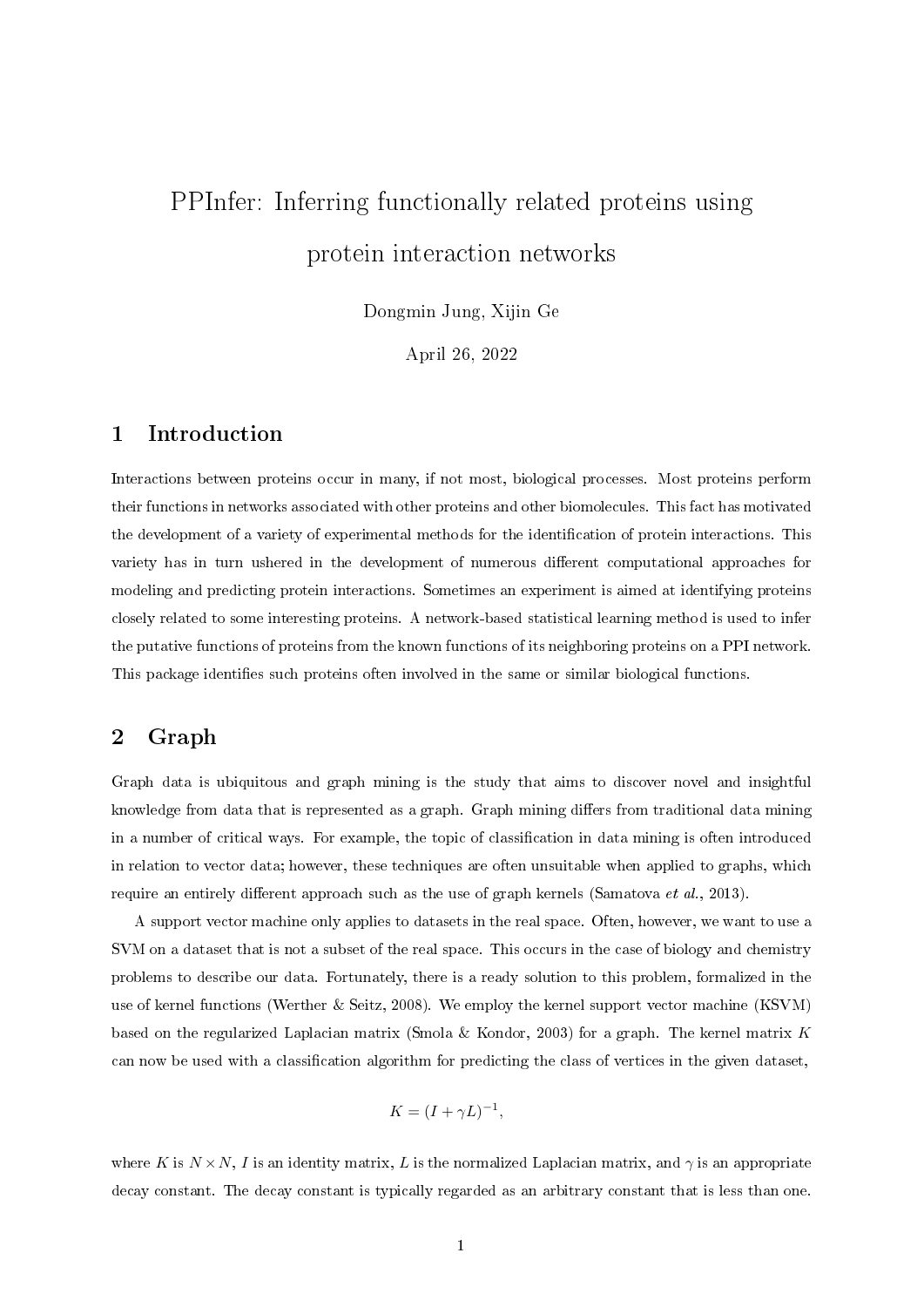# PPInfer: Inferring functionally related proteins using protein interaction networks

Dongmin Jung, Xijin Ge

April 26, 2022

## 1 Introduction

Interactions between proteins occur in many, if not most, biological processes. Most proteins perform their functions in networks associated with other proteins and other biomolecules. This fact has motivated the development of a variety of experimental methods for the identification of protein interactions. This variety has in turn ushered in the development of numerous different computational approaches for modeling and predicting protein interactions. Sometimes an experiment is aimed at identifying proteins closely related to some interesting proteins. A network-based statistical learning method is used to infer the putative functions of proteins from the known functions of its neighboring proteins on a PPI network. This package identifies such proteins often involved in the same or similar biological functions.

## 2 Graph

Graph data is ubiquitous and graph mining is the study that aims to discover novel and insightful knowledge from data that is represented as a graph. Graph mining differs from traditional data mining in a number of critical ways. For example, the topic of classification in data mining is often introduced in relation to vector data; however, these techniques are often unsuitable when applied to graphs, which require an entirely different approach such as the use of graph kernels (Samatova *et al.*, 2013).

A support vector machine only applies to datasets in the real space. Often, however, we want to use a SVM on a dataset that is not a subset of the real space. This occurs in the case of biology and chemistry problems to describe our data. Fortunately, there is a ready solution to this problem, formalized in the use of kernel functions (Werther & Seitz, 2008). We employ the kernel support vector machine (KSVM) based on the regularized Laplacian matrix (Smola & Kondor, 2003) for a graph. The kernel matrix $K$ can now be used with a classification algorithm for predicting the class of vertices in the given dataset,

$$K = (I + \gamma L)^{-1},$$

where $K$ is $N \times N$, $I$ is an identity matrix, $L$ is the normalized Laplacian matrix, and $\gamma$ is an appropriate decay constant. The decay constant is typically regarded as an arbitrary constant that is less than one.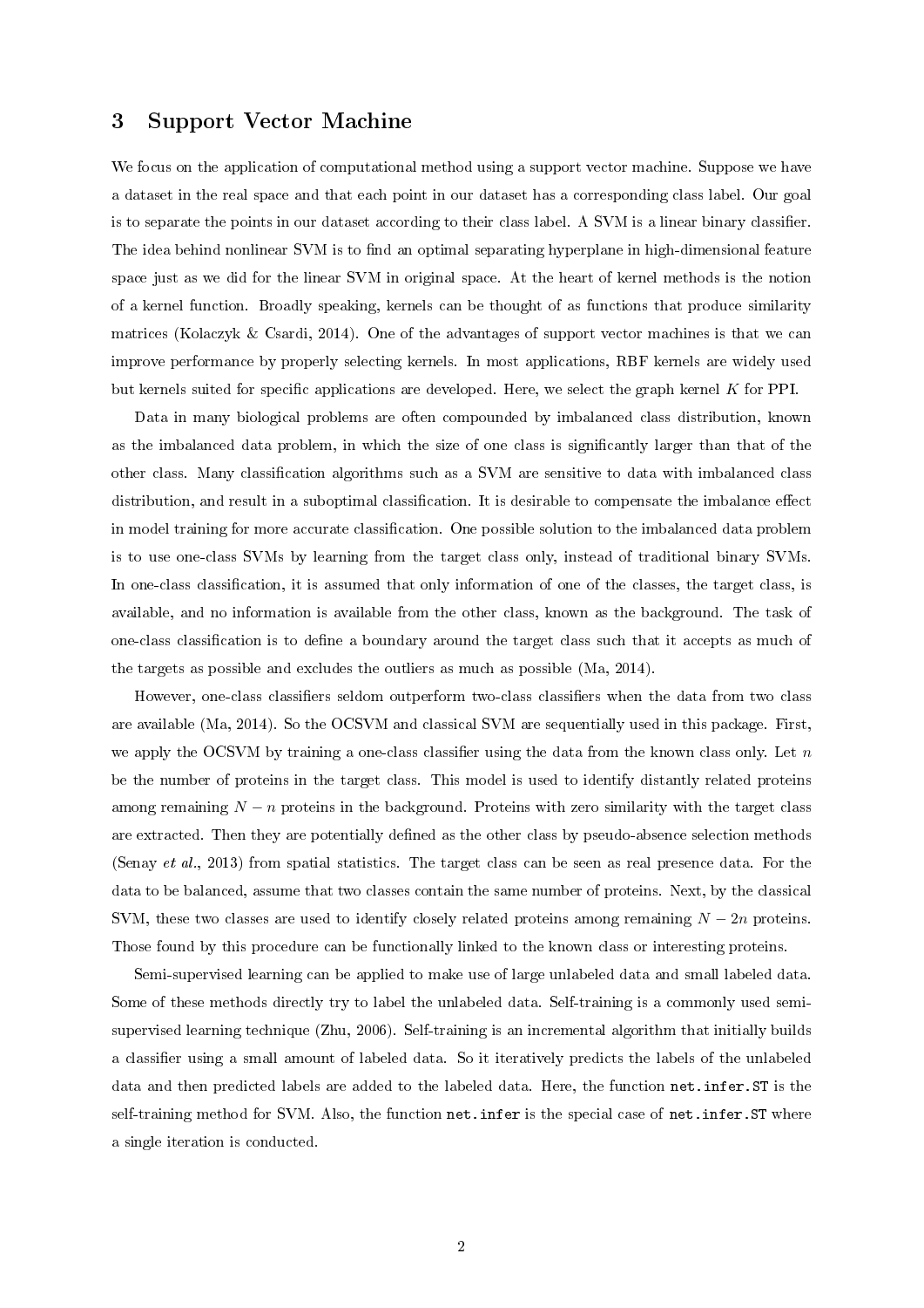## 3 Support Vector Machine

We focus on the application of computational method using a support vector machine. Suppose we have a dataset in the real space and that each point in our dataset has a corresponding class label. Our goal is to separate the points in our dataset according to their class label. A SVM is a linear binary classifier. The idea behind nonlinear SVM is to find an optimal separating hyperplane in high-dimensional feature space just as we did for the linear SVM in original space. At the heart of kernel methods is the notion of a kernel function. Broadly speaking, kernels can be thought of as functions that produce similarity matrices (Kolaczyk & Csardi, 2014). One of the advantages of support vector machines is that we can improve performance by properly selecting kernels. In most applications, RBF kernels are widely used but kernels suited for specific applications are developed. Here, we select the graph kernel $K$ for PPI.

Data in many biological problems are often compounded by imbalanced class distribution, known as the imbalanced data problem, in which the size of one class is significantly larger than that of the other class. Many classification algorithms such as a SVM are sensitive to data with imbalanced class distribution, and result in a suboptimal classification. It is desirable to compensate the imbalance effect in model training for more accurate classification. One possible solution to the imbalanced data problem is to use one-class SVMs by learning from the target class only, instead of traditional binary SVMs. In one-class classification, it is assumed that only information of one of the classes, the target class, is available, and no information is available from the other class, known as the background. The task of one-class classification is to define a boundary around the target class such that it accepts as much of the targets as possible and excludes the outliers as much as possible (Ma, 2014).

However, one-class classifiers seldom outperform two-class classifiers when the data from two class are available (Ma, 2014). So the OCSVM and classical SVM are sequentially used in this package. First, we apply the OCSVM by training a one-class classifier using the data from the known class only. Let $n$ be the number of proteins in the target class. This model is used to identify distantly related proteins among remaining $N - n$ proteins in the background. Proteins with zero similarity with the target class are extracted. Then they are potentially defined as the other class by pseudo-absence selection methods (Senay *et al.*, 2013) from spatial statistics. The target class can be seen as real presence data. For the data to be balanced, assume that two classes contain the same number of proteins. Next, by the classical SVM, these two classes are used to identify closely related proteins among remaining $N - 2n$ proteins. Those found by this procedure can be functionally linked to the known class or interesting proteins.

Semi-supervised learning can be applied to make use of large unlabeled data and small labeled data. Some of these methods directly try to label the unlabeled data. Self-training is a commonly used semi-supervised learning technique (Zhu, 2006). Self-training is an incremental algorithm that initially builds a classifier using a small amount of labeled data. So it iteratively predicts the labels of the unlabeled data and then predicted labels are added to the labeled data. Here, the function `net.infer.ST` is the self-training method for SVM. Also, the function `net.infer` is the special case of `net.infer.ST` where a single iteration is conducted.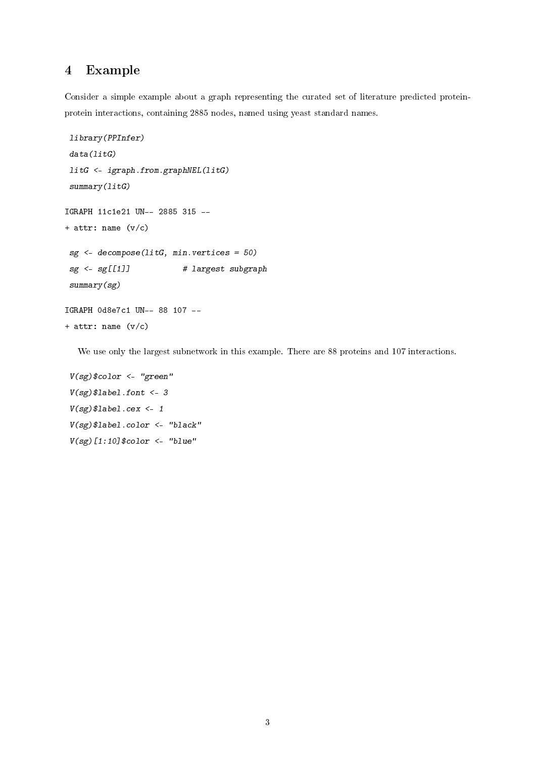## 4 Example

Consider a simple example about a graph representing the curated set of literature predicted protein-protein interactions, containing 2885 nodes, named using yeast standard names.

```
library(PPInfer)
data(litG)
litG <- igraph.from.graphNEL(litG)
summary(litG)
```

```
IGRAPH 11c1e21 UN-- 2885 315 --
+ attr: name (v/c)
```

```
sg <- decompose(litG, min.vertices = 50)
sg <- sg[[1]]           # largest subgraph
summary(sg)
```

```
IGRAPH 0d8e7c1 UN-- 88 107 --
+ attr: name (v/c)
```

We use only the largest subnetwork in this example. There are 88 proteins and 107 interactions.

```
V(sg)$color <- "green"
V(sg)$label.font <- 3
V(sg)$label.cex <- 1
V(sg)$label.color <- "black"
V(sg)[1:10]$color <- "blue"
```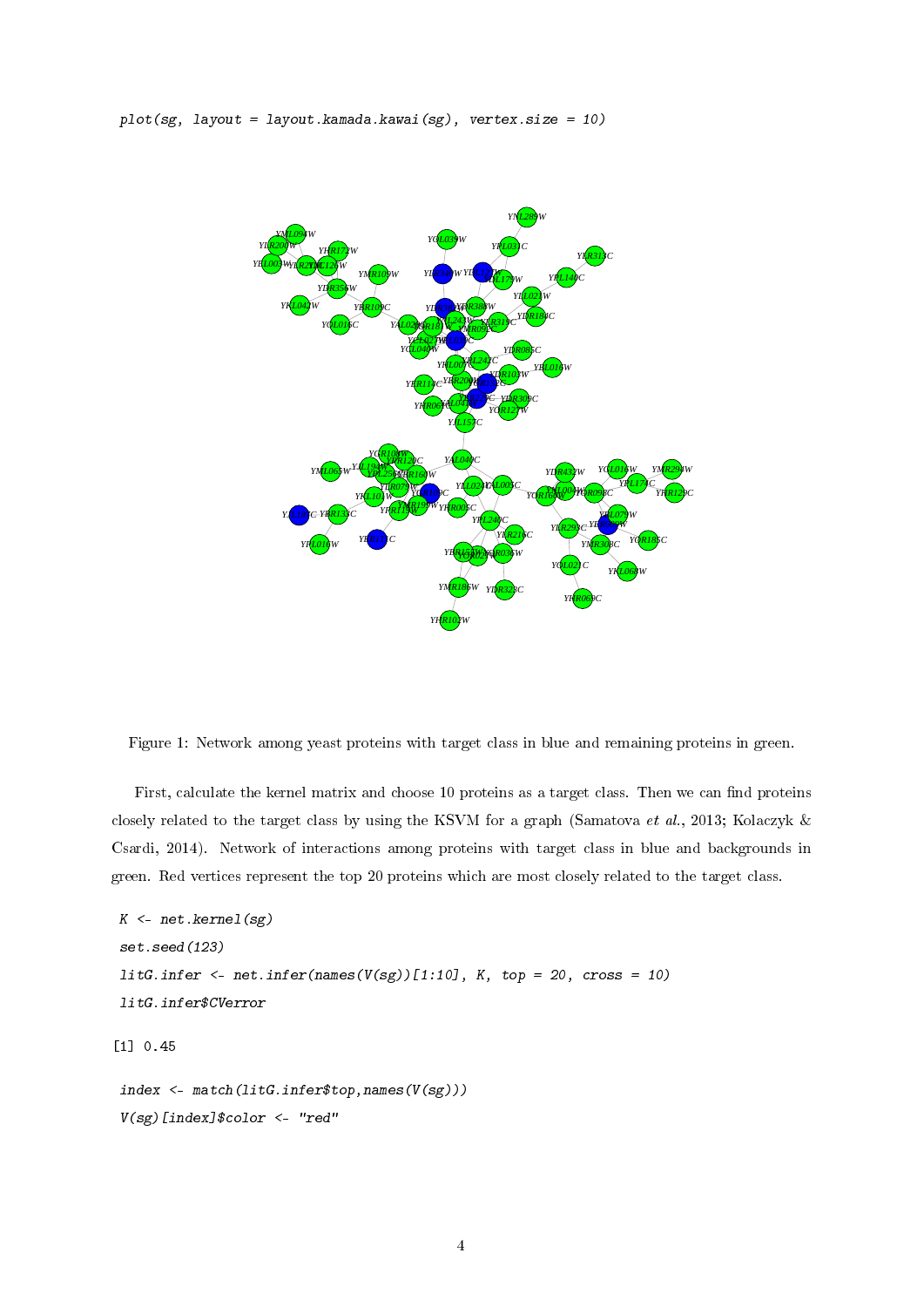```
plot(sg, layout = layout.kamada.kawai(sg), vertex.size = 10)
```

Figure 1: Network among yeast proteins with target class in blue and remaining proteins in green.

First, calculate the kernel matrix and choose 10 proteins as a target class. Then we can find proteins closely related to the target class by using the KSVM for a graph (Samatova *et al.*, 2013; Kolaczyk & Csardi, 2014). Network of interactions among proteins with target class in blue and backgrounds in green. Red vertices represent the top 20 proteins which are most closely related to the target class.

```
K <- net.kernel(sg)
set.seed(123)
litG.infer <- net.infer(names(V(sg))[1:10], K, top = 20, cross = 10)
litG.infer$CVerror
```

```
[1] 0.45
```

```
index <- match(litG.infer$top,names(V(sg)))
V(sg)[index]$color <- "red"
```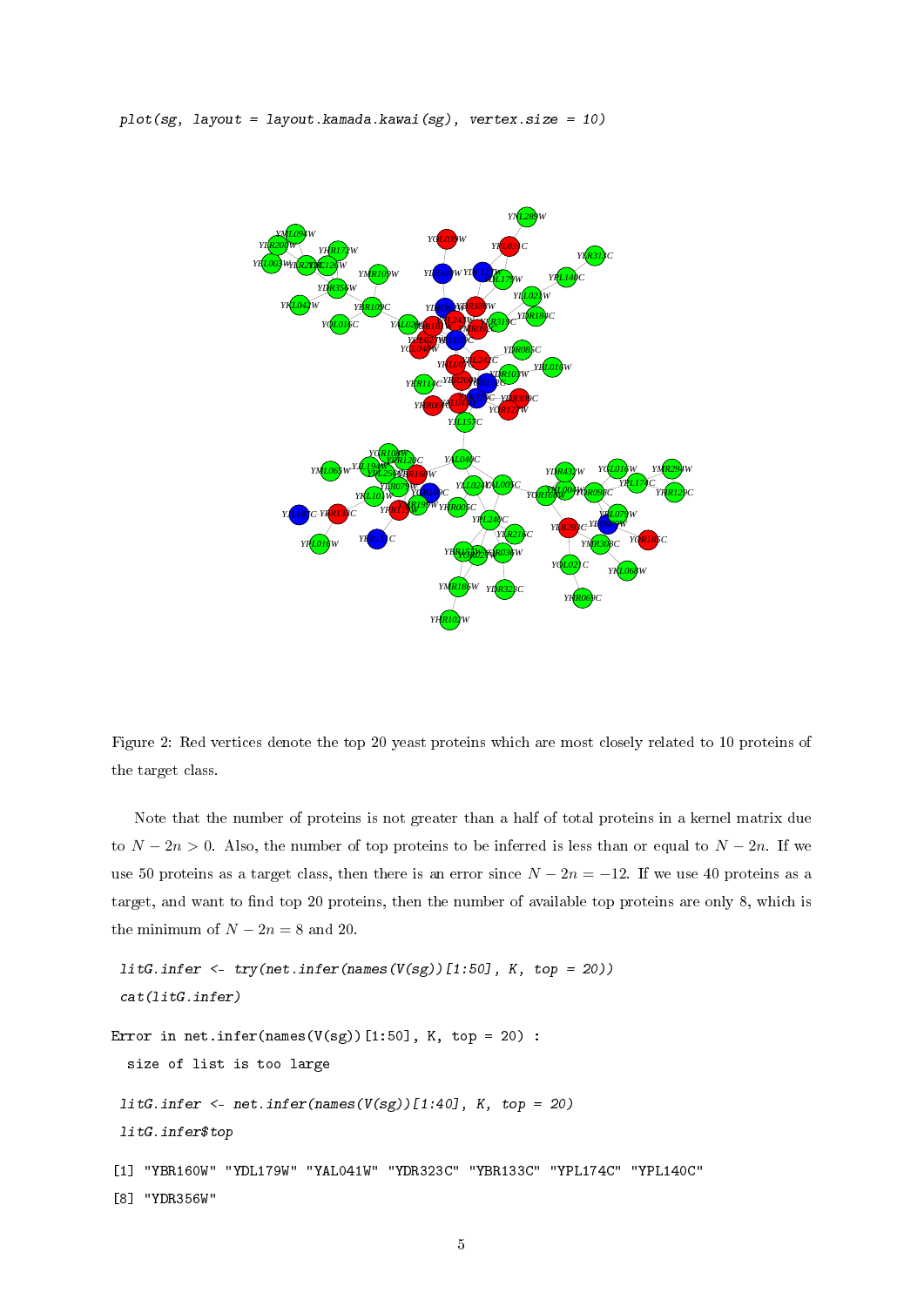```
plot(sg, layout = layout.kamada.kawai(sg), vertex.size = 10)
```

Figure 2: Red vertices denote the top 20 yeast proteins which are most closely related to 10 proteins of the target class.

Note that the number of proteins is not greater than a half of total proteins in a kernel matrix due to $N - 2n > 0$. Also, the number of top proteins to be inferred is less than or equal to $N - 2n$. If we use 50 proteins as a target class, then there is an error since $N - 2n = -12$. If we use 40 proteins as a target, and want to find top 20 proteins, then the number of available top proteins are only 8, which is the minimum of $N - 2n = 8$ and 20.

```
litG.infer <- try(net.infer(names(V(sg))[1:50], K, top = 20))
cat(litG.infer)
```

```
Error in net.infer(names(V(sg))[1:50], K, top = 20) :
  size of list is too large
```

```
litG.infer <- net.infer(names(V(sg))[1:40], K, top = 20)
litG.infer$top
```

```
[1] "YBR160W" "YDL179W" "YAL041W" "YDR323C" "YBR133C" "YPL174C" "YPL140C"
[8] "YDR356W"
```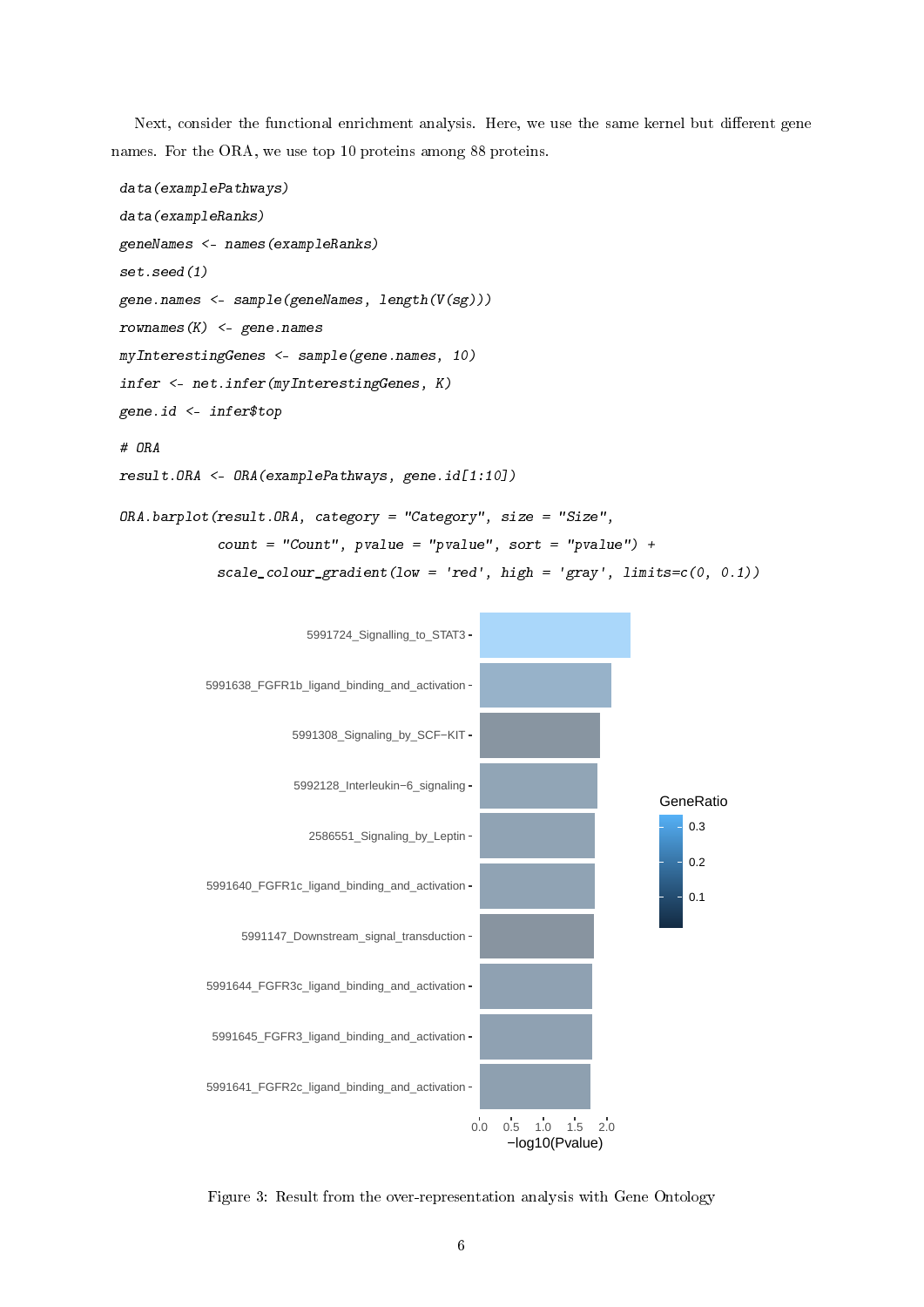Next, consider the functional enrichment analysis. Here, we use the same kernel but different gene names. For the ORA, we use top 10 proteins among 88 proteins.

```
data(examplePathways)
data(exampleRanks)
geneNames <- names(exampleRanks)
set.seed(1)
gene.names <- sample(geneNames, length(V(sg)))
rownames(K) <- gene.names
myInterestingGenes <- sample(gene.names, 10)
infer <- net.infer(myInterestingGenes, K)
gene.id <- infer$top

# ORA
result.ORA <- ORA(examplePathways, gene.id[1:10])

ORA.barplot(result.ORA, category = "Category", size = "Size",
            count = "Count", pvalue = "pvalue", sort = "pvalue") +
            scale_colour_gradient(low = 'red', high = 'gray', limits=c(0, 0.1))
```

Figure 3: Result from the over-representation analysis with Gene Ontology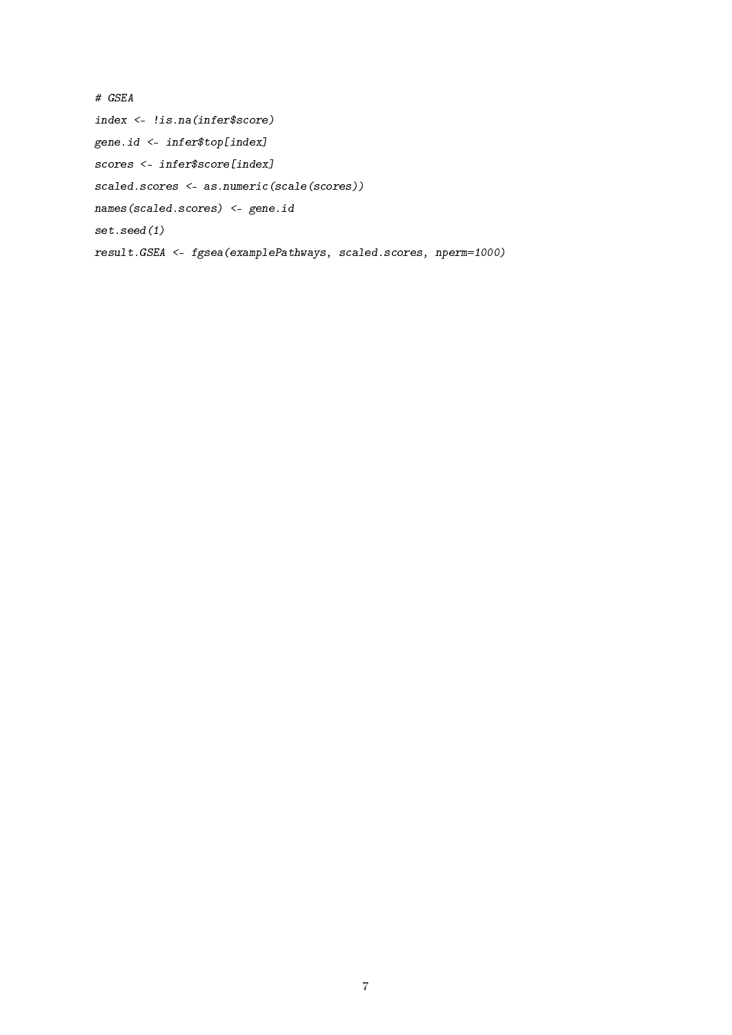```
# GSEA
index <- !is.na(infer$score)
gene.id <- infer$top[index]
scores <- infer$score[index]
scaled.scores <- as.numeric(scale(scores))
names(scaled.scores) <- gene.id
set.seed(1)
result.GSEA <- fgsea(examplePathways, scaled.scores, nperm=1000)
```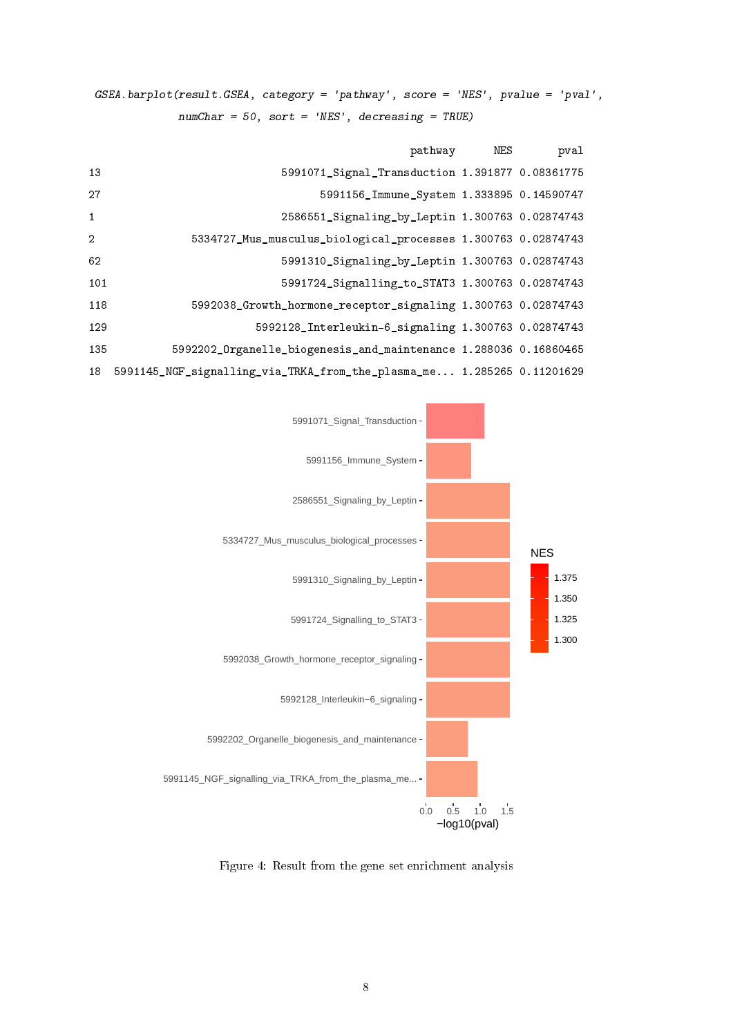```
GSEA.barplot(result.GSEA, category = 'pathway', score = 'NES', pvalue = 'pval',
             numChar = 50, sort = 'NES', decreasing = TRUE)
```

```
                                                  pathway      NES       pval
13                          5991071_Signal_Transduction 1.391877 0.08361775
27                              5991156_Immune_System 1.333895 0.14590747
1                          2586551_Signaling_by_Leptin 1.300763 0.02874743
2                 5334727_Mus_musculus_biological_processes 1.300763 0.02874743
62                         5991310_Signaling_by_Leptin 1.300763 0.02874743
101                        5991724_Signalling_to_STAT3 1.300763 0.02874743
118               5992038_Growth_hormone_receptor_signaling 1.300763 0.02874743
129                      5992128_Interleukin-6_signaling 1.300763 0.02874743
135           5992202_Organelle_biogenesis_and_maintenance 1.288036 0.16860465
18   5991145_NGF_signalling_via_TRKA_from_the_plasma_me... 1.285265 0.11201629
```

Figure 4: Result from the gene set enrichment analysis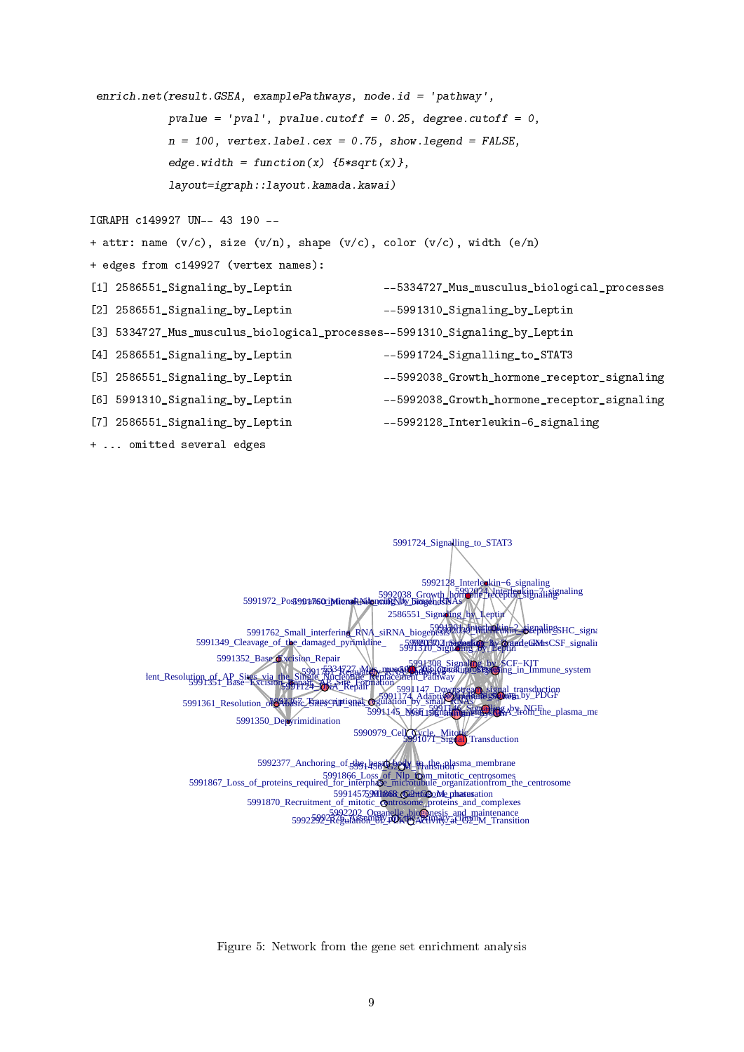```
enrich.net(result.GSEA, examplePathways, node.id = 'pathway',
           pvalue = 'pval', pvalue.cutoff = 0.25, degree.cutoff = 0,
           n = 100, vertex.label.cex = 0.75, show.legend = FALSE,
           edge.width = function(x) {5*sqrt(x)},
           layout=igraph::layout.kamada.kawai)
```

```
IGRAPH c149927 UN-- 43 190 --
+ attr: name (v/c), size (v/n), shape (v/c), color (v/c), width (e/n)
+ edges from c149927 (vertex names):
[1] 2586551_Signaling_by_Leptin             --5334727_Mus_musculus_biological_processes
[2] 2586551_Signaling_by_Leptin             --5991310_Signaling_by_Leptin
[3] 5334727_Mus_musculus_biological_processes--5991310_Signaling_by_Leptin
[4] 2586551_Signaling_by_Leptin             --5991724_Signalling_to_STAT3
[5] 2586551_Signaling_by_Leptin             --5992038_Growth_hormone_receptor_signaling
[6] 5991310_Signaling_by_Leptin             --5992038_Growth_hormone_receptor_signaling
[7] 2586551_Signaling_by_Leptin             --5992128_Interleukin-6_signaling
+ ... omitted several edges
```

Figure 5: Network from the gene set enrichment analysis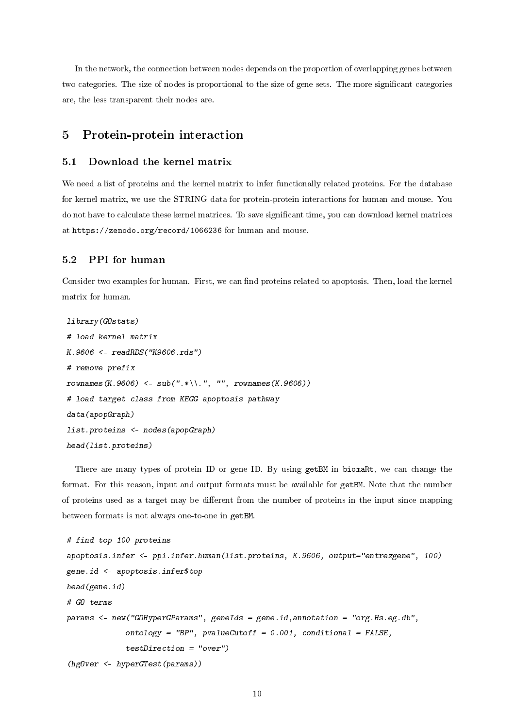In the network, the connection between nodes depends on the proportion of overlapping genes between two categories. The size of nodes is proportional to the size of gene sets. The more significant categories are, the less transparent their nodes are.

# 5 Protein-protein interaction

## 5.1 Download the kernel matrix

We need a list of proteins and the kernel matrix to infer functionally related proteins. For the database for kernel matrix, we use the STRING data for protein-protein interactions for human and mouse. You do not have to calculate these kernel matrices. To save significant time, you can download kernel matrices at `https://zenodo.org/record/1066236` for human and mouse.

## 5.2 PPI for human

Consider two examples for human. First, we can find proteins related to apoptosis. Then, load the kernel matrix for human.

```
library(GOstats)
# load kernel matrix
K.9606 <- readRDS("K9606.rds")
# remove prefix
rownames(K.9606) <- sub(".*\\.", "", rownames(K.9606))
# load target class from KEGG apoptosis pathway
data(apopGraph)
list.proteins <- nodes(apopGraph)
head(list.proteins)
```

There are many types of protein ID or gene ID. By using `getBM` in `biomaRt`, we can change the format. For this reason, input and output formats must be available for `getBM`. Note that the number of proteins used as a target may be different from the number of proteins in the input since mapping between formats is not always one-to-one in `getBM`.

```
# find top 100 proteins
apoptosis.infer <- ppi.infer.human(list.proteins, K.9606, output="entrezgene", 100)
gene.id <- apoptosis.infer$top
head(gene.id)
# GO terms
params <- new("GOHyperGParams", geneIds = gene.id,annotation = "org.Hs.eg.db",
             ontology = "BP", pvalueCutoff = 0.001, conditional = FALSE,
             testDirection = "over")
(hgOver <- hyperGTest(params))
```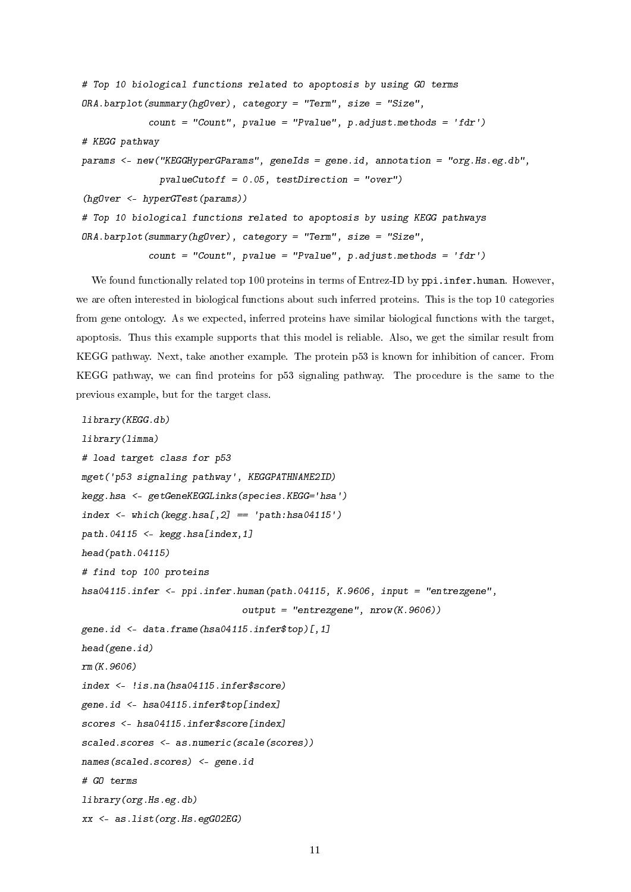```
# Top 10 biological functions related to apoptosis by using GO terms
ORA.barplot(summary(hgOver), category = "Term", size = "Size",
            count = "Count", pvalue = "Pvalue", p.adjust.methods = 'fdr')
# KEGG pathway
params <- new("KEGGHyperGParams", geneIds = gene.id, annotation = "org.Hs.eg.db",
              pvalueCutoff = 0.05, testDirection = "over")
(hgOver <- hyperGTest(params))
# Top 10 biological functions related to apoptosis by using KEGG pathways
ORA.barplot(summary(hgOver), category = "Term", size = "Size",
            count = "Count", pvalue = "Pvalue", p.adjust.methods = 'fdr')
```

We found functionally related top 100 proteins in terms of Entrez-ID by `ppi.infer.human`. However, we are often interested in biological functions about such inferred proteins. This is the top 10 categories from gene ontology. As we expected, inferred proteins have similar biological functions with the target, apoptosis. Thus this example supports that this model is reliable. Also, we get the similar result from KEGG pathway. Next, take another example. The protein p53 is known for inhibition of cancer. From KEGG pathway, we can find proteins for p53 signaling pathway. The procedure is the same to the previous example, but for the target class.

```
library(KEGG.db)
library(limma)
# load target class for p53
mget('p53 signaling pathway', KEGGPATHNAME2ID)
kegg.hsa <- getGeneKEGGLinks(species.KEGG='hsa')
index <- which(kegg.hsa[,2] == 'path:hsa04115')
path.04115 <- kegg.hsa[index,1]
head(path.04115)
# find top 100 proteins
hsa04115.infer <- ppi.infer.human(path.04115, K.9606, input = "entrezgene",
                              output = "entrezgene", nrow(K.9606))
gene.id <- data.frame(hsa04115.infer$top)[,1]
head(gene.id)
rm(K.9606)
index <- !is.na(hsa04115.infer$score)
gene.id <- hsa04115.infer$top[index]
scores <- hsa04115.infer$score[index]
scaled.scores <- as.numeric(scale(scores))
names(scaled.scores) <- gene.id
# GO terms
library(org.Hs.eg.db)
xx <- as.list(org.Hs.egGO2EG)
```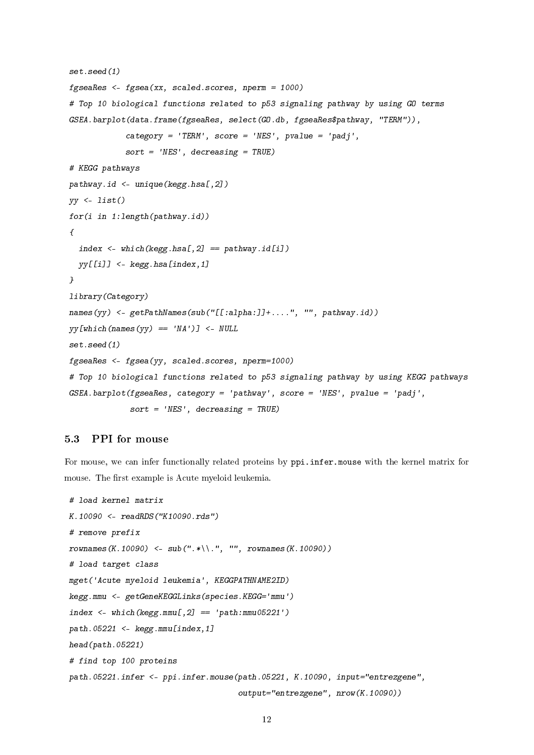```
set.seed(1)
fgseaRes <- fgsea(xx, scaled.scores, nperm = 1000)
# Top 10 biological functions related to p53 signaling pathway by using GO terms
GSEA.barplot(data.frame(fgseaRes, select(GO.db, fgseaRes$pathway, "TERM")),
            category = 'TERM', score = 'NES', pvalue = 'padj',
            sort = 'NES', decreasing = TRUE)
# KEGG pathways
pathway.id <- unique(kegg.hsa[,2])
yy <- list()
for(i in 1:length(pathway.id))
{
  index <- which(kegg.hsa[,2] == pathway.id[i])
  yy[[i]] <- kegg.hsa[index,1]
}
library(Category)
names(yy) <- getPathNames(sub("[[:alpha:]]+....", "", pathway.id))
yy[which(names(yy) == 'NA')] <- NULL
set.seed(1)
fgseaRes <- fgsea(yy, scaled.scores, nperm=1000)
# Top 10 biological functions related to p53 signaling pathway by using KEGG pathways
GSEA.barplot(fgseaRes, category = 'pathway', score = 'NES', pvalue = 'padj',
             sort = 'NES', decreasing = TRUE)
```

### 5.3 PPI for mouse

For mouse, we can infer functionally related proteins by `ppi.infer.mouse` with the kernel matrix for mouse. The first example is Acute myeloid leukemia.

```
# load kernel matrix
K.10090 <- readRDS("K10090.rds")
# remove prefix
rownames(K.10090) <- sub(".*\\.", "", rownames(K.10090))
# load target class
mget('Acute myeloid leukemia', KEGGPATHNAME2ID)
kegg.mmu <- getGeneKEGGLinks(species.KEGG='mmu')
index <- which(kegg.mmu[,2] == 'path:mmu05221')
path.05221 <- kegg.mmu[index,1]
head(path.05221)
# find top 100 proteins
path.05221.infer <- ppi.infer.mouse(path.05221, K.10090, input="entrezgene",
                                    output="entrezgene", nrow(K.10090))
```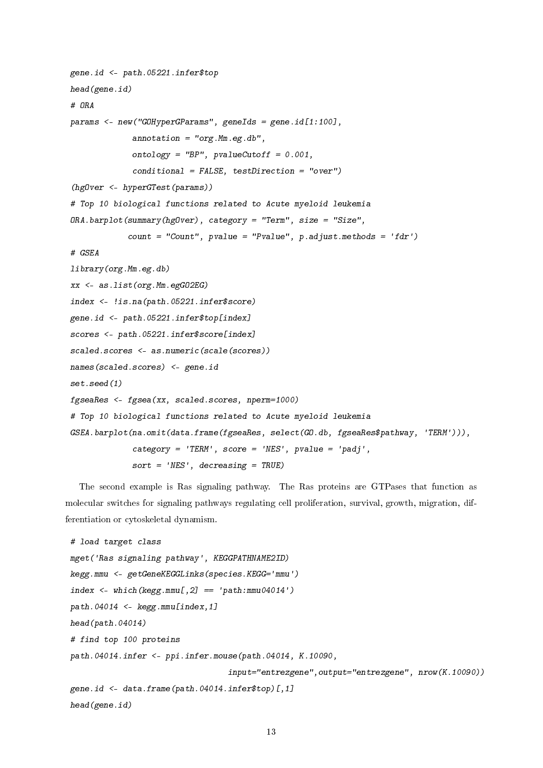```
gene.id <- path.05221.infer$top
head(gene.id)
# ORA
params <- new("GOHyperGParams", geneIds = gene.id[1:100],
              annotation = "org.Mm.eg.db",
              ontology = "BP", pvalueCutoff = 0.001,
              conditional = FALSE, testDirection = "over")
(hgOver <- hyperGTest(params))
# Top 10 biological functions related to Acute myeloid leukemia
ORA.barplot(summary(hgOver), category = "Term", size = "Size",
             count = "Count", pvalue = "Pvalue", p.adjust.methods = 'fdr')
# GSEA
library(org.Mm.eg.db)
xx <- as.list(org.Mm.egGO2EG)
index <- !is.na(path.05221.infer$score)
gene.id <- path.05221.infer$top[index]
scores <- path.05221.infer$score[index]
scaled.scores <- as.numeric(scale(scores))
names(scaled.scores) <- gene.id
set.seed(1)
fgseaRes <- fgsea(xx, scaled.scores, nperm=1000)
# Top 10 biological functions related to Acute myeloid leukemia
GSEA.barplot(na.omit(data.frame(fgseaRes, select(GO.db, fgseaRes$pathway, 'TERM'))),
              category = 'TERM', score = 'NES', pvalue = 'padj',
              sort = 'NES', decreasing = TRUE)
```

The second example is Ras signaling pathway. The Ras proteins are GTPases that function as molecular switches for signaling pathways regulating cell proliferation, survival, growth, migration, differentiation or cytoskeletal dynamism.

```
# load target class
mget('Ras signaling pathway', KEGGPATHNAME2ID)
kegg.mmu <- getGeneKEGGLinks(species.KEGG='mmu')
index <- which(kegg.mmu[,2] == 'path:mmu04014')
path.04014 <- kegg.mmu[index,1]
head(path.04014)
# find top 100 proteins
path.04014.infer <- ppi.infer.mouse(path.04014, K.10090,
                                    input="entrezgene",output="entrezgene", nrow(K.10090))
gene.id <- data.frame(path.04014.infer$top)[,1]
head(gene.id)
```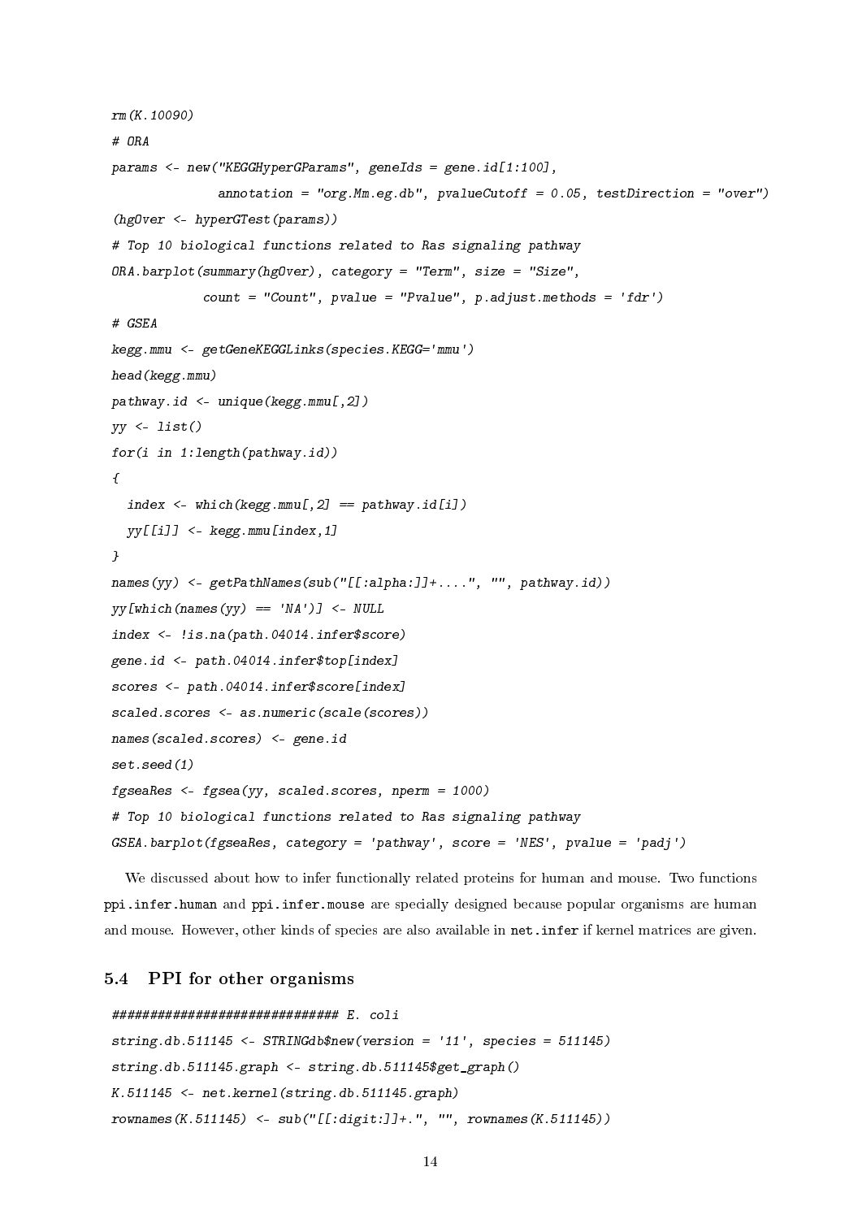```
rm(K.10090)
# ORA
params <- new("KEGGHyperGParams", geneIds = gene.id[1:100],
              annotation = "org.Mm.eg.db", pvalueCutoff = 0.05, testDirection = "over")
(hgOver <- hyperGTest(params))
# Top 10 biological functions related to Ras signaling pathway
ORA.barplot(summary(hgOver), category = "Term", size = "Size",
            count = "Count", pvalue = "Pvalue", p.adjust.methods = 'fdr')
# GSEA
kegg.mmu <- getGeneKEGGLinks(species.KEGG='mmu')
head(kegg.mmu)
pathway.id <- unique(kegg.mmu[,2])
yy <- list()
for(i in 1:length(pathway.id))
{
  index <- which(kegg.mmu[,2] == pathway.id[i])
  yy[[i]] <- kegg.mmu[index,1]
}
names(yy) <- getPathNames(sub("[[:alpha:]]+....", "", pathway.id))
yy[which(names(yy) == 'NA')] <- NULL
index <- !is.na(path.04014.infer$score)
gene.id <- path.04014.infer$top[index]
scores <- path.04014.infer$score[index]
scaled.scores <- as.numeric(scale(scores))
names(scaled.scores) <- gene.id
set.seed(1)
fgseaRes <- fgsea(yy, scaled.scores, nperm = 1000)
# Top 10 biological functions related to Ras signaling pathway
GSEA.barplot(fgseaRes, category = 'pathway', score = 'NES', pvalue = 'padj')
```

We discussed about how to infer functionally related proteins for human and mouse. Two functions `ppi.infer.human` and `ppi.infer.mouse` are specially designed because popular organisms are human and mouse. However, other kinds of species are also available in `net.infer` if kernel matrices are given.

## 5.4 PPI for other organisms

```
############################### E. coli
string.db.511145 <- STRINGdb$new(version = '11', species = 511145)
string.db.511145.graph <- string.db.511145$get_graph()
K.511145 <- net.kernel(string.db.511145.graph)
rownames(K.511145) <- sub("[[:digit:]]+.", "", rownames(K.511145))
```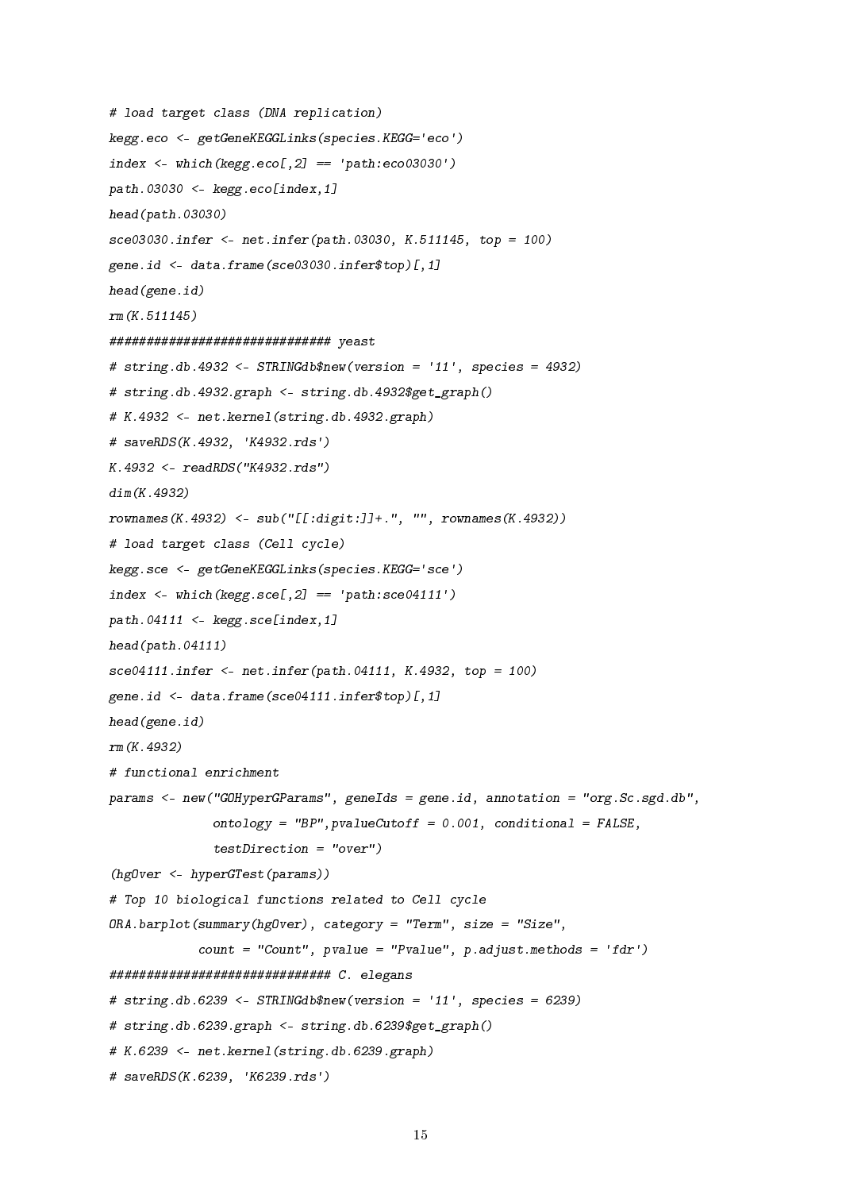```
# load target class (DNA replication)
kegg.eco <- getGeneKEGGLinks(species.KEGG='eco')
index <- which(kegg.eco[,2] == 'path:eco03030')
path.03030 <- kegg.eco[index,1]
head(path.03030)
sce03030.infer <- net.infer(path.03030, K.511145, top = 100)
gene.id <- data.frame(sce03030.infer$top)[,1]
head(gene.id)
rm(K.511145)
############################## yeast
# string.db.4932 <- STRINGdb$new(version = '11', species = 4932)
# string.db.4932.graph <- string.db.4932$get_graph()
# K.4932 <- net.kernel(string.db.4932.graph)
# saveRDS(K.4932, 'K4932.rds')
K.4932 <- readRDS("K4932.rds")
dim(K.4932)
rownames(K.4932) <- sub("[[:digit:]]+.", "", rownames(K.4932))
# load target class (Cell cycle)
kegg.sce <- getGeneKEGGLinks(species.KEGG='sce')
index <- which(kegg.sce[,2] == 'path:sce04111')
path.04111 <- kegg.sce[index,1]
head(path.04111)
sce04111.infer <- net.infer(path.04111, K.4932, top = 100)
gene.id <- data.frame(sce04111.infer$top)[,1]
head(gene.id)
rm(K.4932)
# functional enrichment
params <- new("GOHyperGParams", geneIds = gene.id, annotation = "org.Sc.sgd.db",
              ontology = "BP",pvalueCutoff = 0.001, conditional = FALSE,
              testDirection = "over")
(hgOver <- hyperGTest(params))
# Top 10 biological functions related to Cell cycle
ORA.barplot(summary(hgOver), category = "Term", size = "Size",
            count = "Count", pvalue = "Pvalue", p.adjust.methods = 'fdr')
############################## C. elegans
# string.db.6239 <- STRINGdb$new(version = '11', species = 6239)
# string.db.6239.graph <- string.db.6239$get_graph()
# K.6239 <- net.kernel(string.db.6239.graph)
# saveRDS(K.6239, 'K6239.rds')
```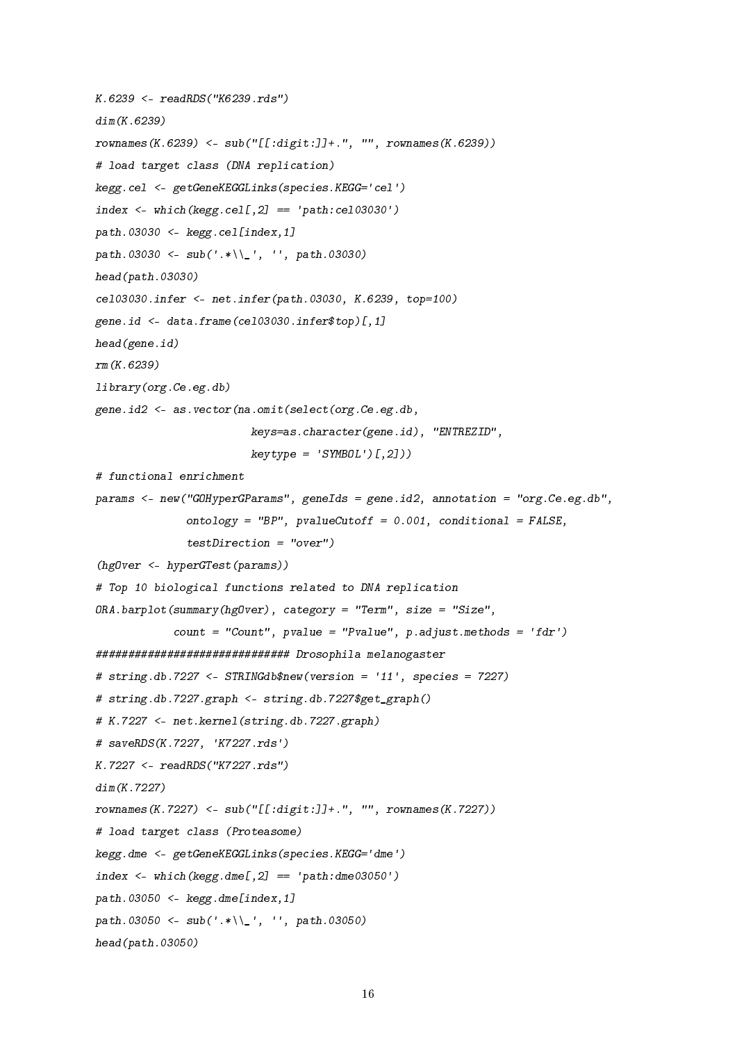```
K.6239 <- readRDS("K6239.rds")
dim(K.6239)
rownames(K.6239) <- sub("[[:digit:]]+.", "", rownames(K.6239))
# load target class (DNA replication)
kegg.cel <- getGeneKEGGLinks(species.KEGG='cel')
index <- which(kegg.cel[,2] == 'path:cel03030')
path.03030 <- kegg.cel[index,1]
path.03030 <- sub('.*\\_', '', path.03030)
head(path.03030)
cel03030.infer <- net.infer(path.03030, K.6239, top=100)
gene.id <- data.frame(cel03030.infer$top)[,1]
head(gene.id)
rm(K.6239)
library(org.Ce.eg.db)
gene.id2 <- as.vector(na.omit(select(org.Ce.eg.db,
                        keys=as.character(gene.id), "ENTREZID",
                        keytype = 'SYMBOL')[,2]))
# functional enrichment
params <- new("GOHyperGParams", geneIds = gene.id2, annotation = "org.Ce.eg.db",
              ontology = "BP", pvalueCutoff = 0.001, conditional = FALSE,
              testDirection = "over")
(hgOver <- hyperGTest(params))
# Top 10 biological functions related to DNA replication
ORA.barplot(summary(hgOver), category = "Term", size = "Size",
            count = "Count", pvalue = "Pvalue", p.adjust.methods = 'fdr')
############################## Drosophila melanogaster
# string.db.7227 <- STRINGdb$new(version = '11', species = 7227)
# string.db.7227.graph <- string.db.7227$get_graph()
# K.7227 <- net.kernel(string.db.7227.graph)
# saveRDS(K.7227, 'K7227.rds')
K.7227 <- readRDS("K7227.rds")
dim(K.7227)
rownames(K.7227) <- sub("[[:digit:]]+.", "", rownames(K.7227))
# load target class (Proteasome)
kegg.dme <- getGeneKEGGLinks(species.KEGG='dme')
index <- which(kegg.dme[,2] == 'path:dme03050')
path.03050 <- kegg.dme[index,1]
path.03050 <- sub('.*\\_', '', path.03050)
head(path.03050)
```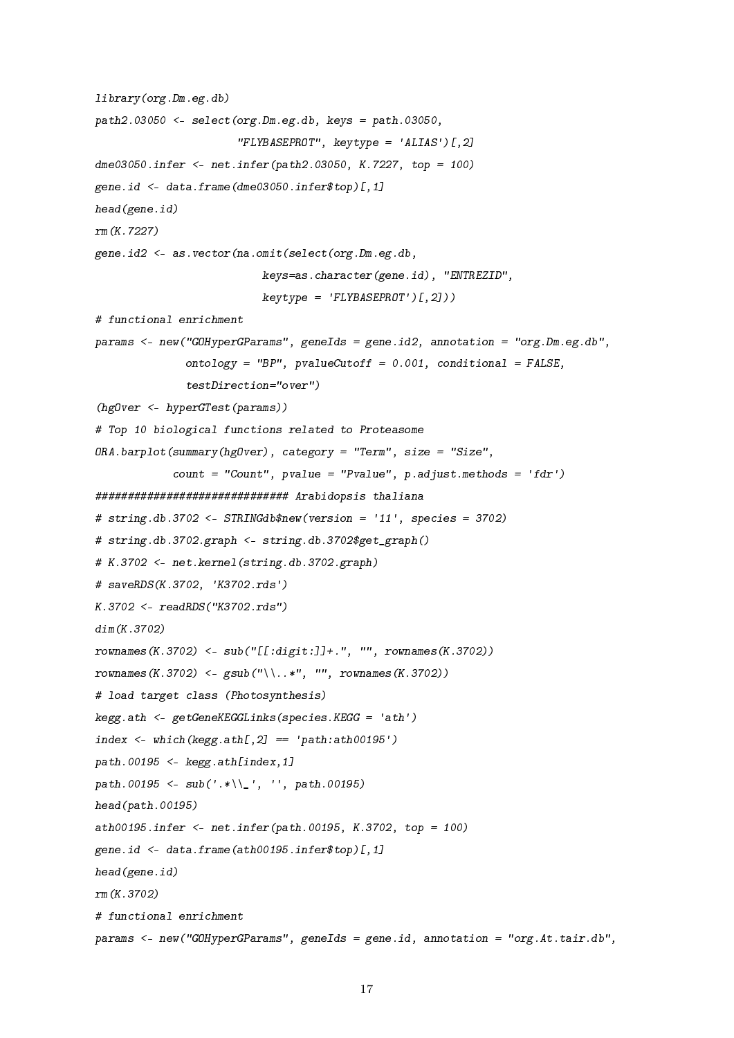```
library(org.Dm.eg.db)
path2.03050 <- select(org.Dm.eg.db, keys = path.03050,
                      "FLYBASEPROT", keytype = 'ALIAS')[,2]
dme03050.infer <- net.infer(path2.03050, K.7227, top = 100)
gene.id <- data.frame(dme03050.infer$top)[,1]
head(gene.id)
rm(K.7227)
gene.id2 <- as.vector(na.omit(select(org.Dm.eg.db,
                          keys=as.character(gene.id), "ENTREZID",
                          keytype = 'FLYBASEPROT')[,2]))
# functional enrichment
params <- new("GOHyperGParams", geneIds = gene.id2, annotation = "org.Dm.eg.db",
              ontology = "BP", pvalueCutoff = 0.001, conditional = FALSE,
              testDirection="over")
(hgOver <- hyperGTest(params))
# Top 10 biological functions related to Proteasome
ORA.barplot(summary(hgOver), category = "Term", size = "Size",
            count = "Count", pvalue = "Pvalue", p.adjust.methods = 'fdr')
############################## Arabidopsis thaliana
# string.db.3702 <- STRINGdb$new(version = '11', species = 3702)
# string.db.3702.graph <- string.db.3702$get_graph()
# K.3702 <- net.kernel(string.db.3702.graph)
# saveRDS(K.3702, 'K3702.rds')
K.3702 <- readRDS("K3702.rds")
dim(K.3702)
rownames(K.3702) <- sub("[[:digit:]]+.", "", rownames(K.3702))
rownames(K.3702) <- gsub("\\..*", "", rownames(K.3702))
# load target class (Photosynthesis)
kegg.ath <- getGeneKEGGLinks(species.KEGG = 'ath')
index <- which(kegg.ath[,2] == 'path:ath00195')
path.00195 <- kegg.ath[index,1]
path.00195 <- sub('.*\\_', '', path.00195)
head(path.00195)
ath00195.infer <- net.infer(path.00195, K.3702, top = 100)
gene.id <- data.frame(ath00195.infer$top)[,1]
head(gene.id)
rm(K.3702)
# functional enrichment
params <- new("GOHyperGParams", geneIds = gene.id, annotation = "org.At.tair.db",
```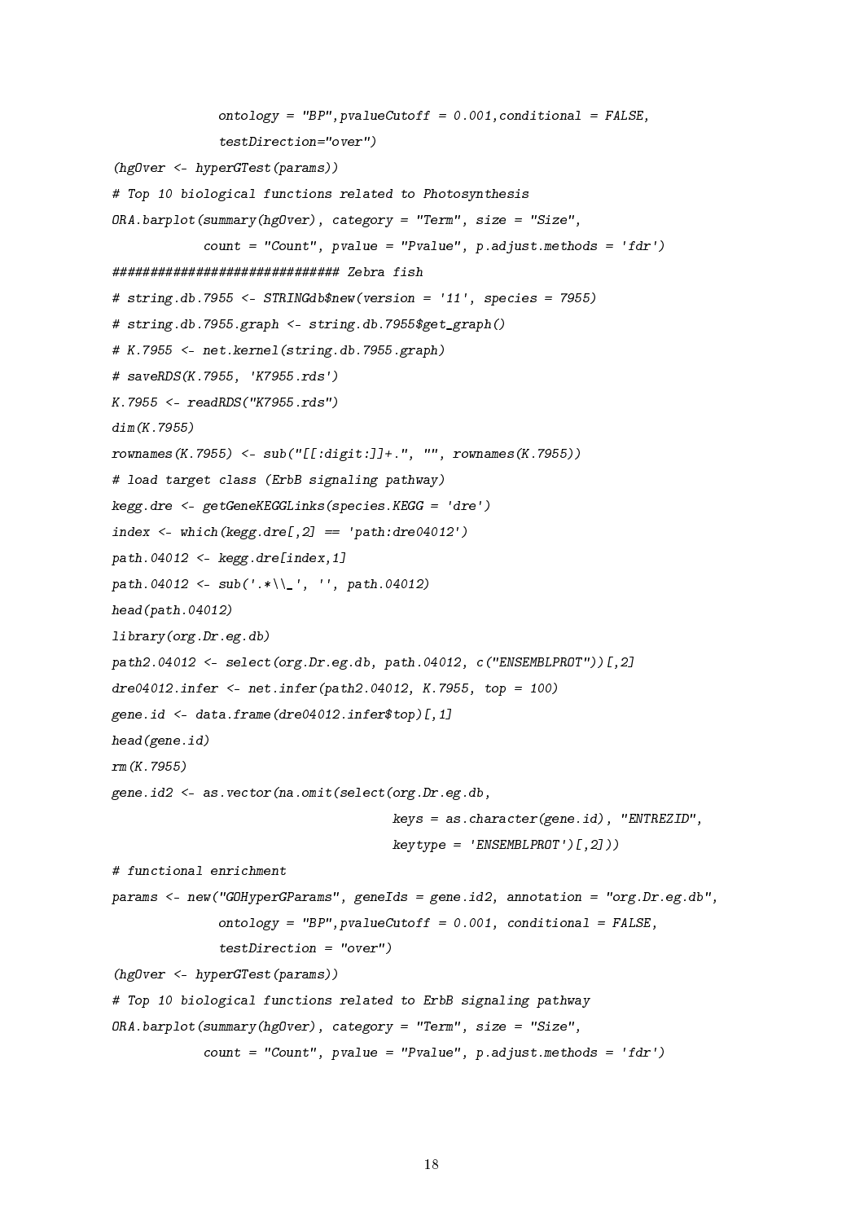```
             ontology = "BP",pvalueCutoff = 0.001,conditional = FALSE,
             testDirection="over")
(hgOver <- hyperGTest(params))
# Top 10 biological functions related to Photosynthesis
ORA.barplot(summary(hgOver), category = "Term", size = "Size",
            count = "Count", pvalue = "Pvalue", p.adjust.methods = 'fdr')
############################## Zebra fish
# string.db.7955 <- STRINGdb$new(version = '11', species = 7955)
# string.db.7955.graph <- string.db.7955$get_graph()
# K.7955 <- net.kernel(string.db.7955.graph)
# saveRDS(K.7955, 'K7955.rds')
K.7955 <- readRDS("K7955.rds")
dim(K.7955)
rownames(K.7955) <- sub("[[:digit:]]+.", "", rownames(K.7955))
# load target class (ErbB signaling pathway)
kegg.dre <- getGeneKEGGLinks(species.KEGG = 'dre')
index <- which(kegg.dre[,2] == 'path:dre04012')
path.04012 <- kegg.dre[index,1]
path.04012 <- sub('.*\\_', '', path.04012)
head(path.04012)
library(org.Dr.eg.db)
path2.04012 <- select(org.Dr.eg.db, path.04012, c("ENSEMBLPROT"))[,2]
dre04012.infer <- net.infer(path2.04012, K.7955, top = 100)
gene.id <- data.frame(dre04012.infer$top)[,1]
head(gene.id)
rm(K.7955)
gene.id2 <- as.vector(na.omit(select(org.Dr.eg.db,
                                     keys = as.character(gene.id), "ENTREZID",
                                     keytype = 'ENSEMBLPROT')[,2]))
# functional enrichment
params <- new("GOHyperGParams", geneIds = gene.id2, annotation = "org.Dr.eg.db",
             ontology = "BP",pvalueCutoff = 0.001, conditional = FALSE,
             testDirection = "over")
(hgOver <- hyperGTest(params))
# Top 10 biological functions related to ErbB signaling pathway
ORA.barplot(summary(hgOver), category = "Term", size = "Size",
            count = "Count", pvalue = "Pvalue", p.adjust.methods = 'fdr')
```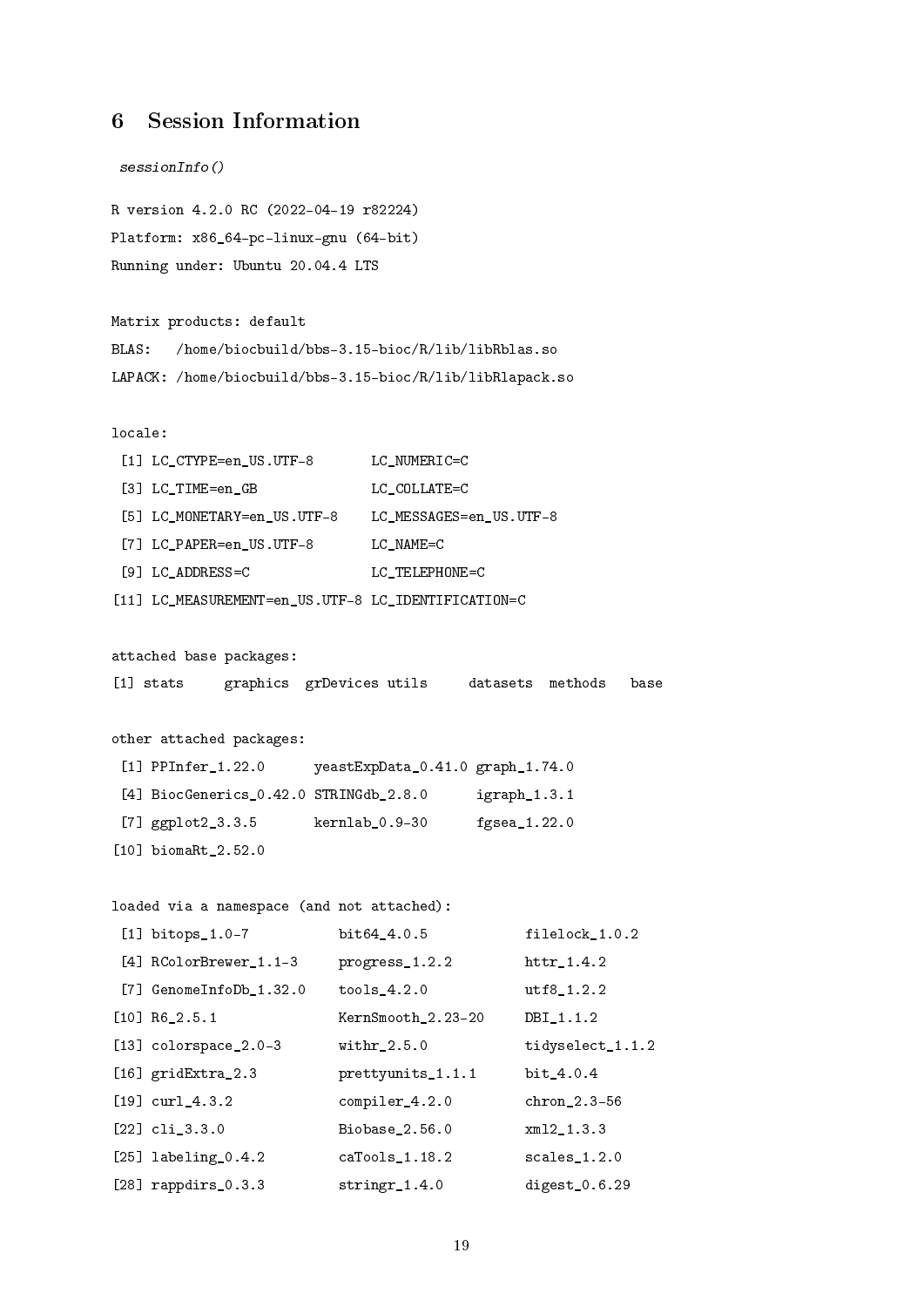## 6 Session Information

```
sessionInfo()
```

```
R version 4.2.0 RC (2022-04-19 r82224)
Platform: x86_64-pc-linux-gnu (64-bit)
Running under: Ubuntu 20.04.4 LTS

Matrix products: default
BLAS:   /home/biocbuild/bbs-3.15-bioc/R/lib/libRblas.so
LAPACK: /home/biocbuild/bbs-3.15-bioc/R/lib/libRlapack.so

locale:
 [1] LC_CTYPE=en_US.UTF-8       LC_NUMERIC=C
 [3] LC_TIME=en_GB              LC_COLLATE=C
 [5] LC_MONETARY=en_US.UTF-8    LC_MESSAGES=en_US.UTF-8
 [7] LC_PAPER=en_US.UTF-8       LC_NAME=C
 [9] LC_ADDRESS=C               LC_TELEPHONE=C
[11] LC_MEASUREMENT=en_US.UTF-8 LC_IDENTIFICATION=C

attached base packages:
[1] stats     graphics  grDevices utils     datasets  methods   base

other attached packages:
 [1] PPInfer_1.22.0      yeastExpData_0.41.0 graph_1.74.0
 [4] BiocGenerics_0.42.0 STRINGdb_2.8.0      igraph_1.3.1
 [7] ggplot2_3.3.5       kernlab_0.9-30      fgsea_1.22.0
[10] biomaRt_2.52.0

loaded via a namespace (and not attached):
 [1] bitops_1.0-7           bit64_4.0.5            filelock_1.0.2
 [4] RColorBrewer_1.1-3     progress_1.2.2         httr_1.4.2
 [7] GenomeInfoDb_1.32.0    tools_4.2.0            utf8_1.2.2
[10] R6_2.5.1               KernSmooth_2.23-20     DBI_1.1.2
[13] colorspace_2.0-3       withr_2.5.0            tidyselect_1.1.2
[16] gridExtra_2.3          prettyunits_1.1.1      bit_4.0.4
[19] curl_4.3.2             compiler_4.2.0         chron_2.3-56
[22] cli_3.3.0              Biobase_2.56.0         xml2_1.3.3
[25] labeling_0.4.2         caTools_1.18.2         scales_1.2.0
[28] rappdirs_0.3.3         stringr_1.4.0          digest_0.6.29
```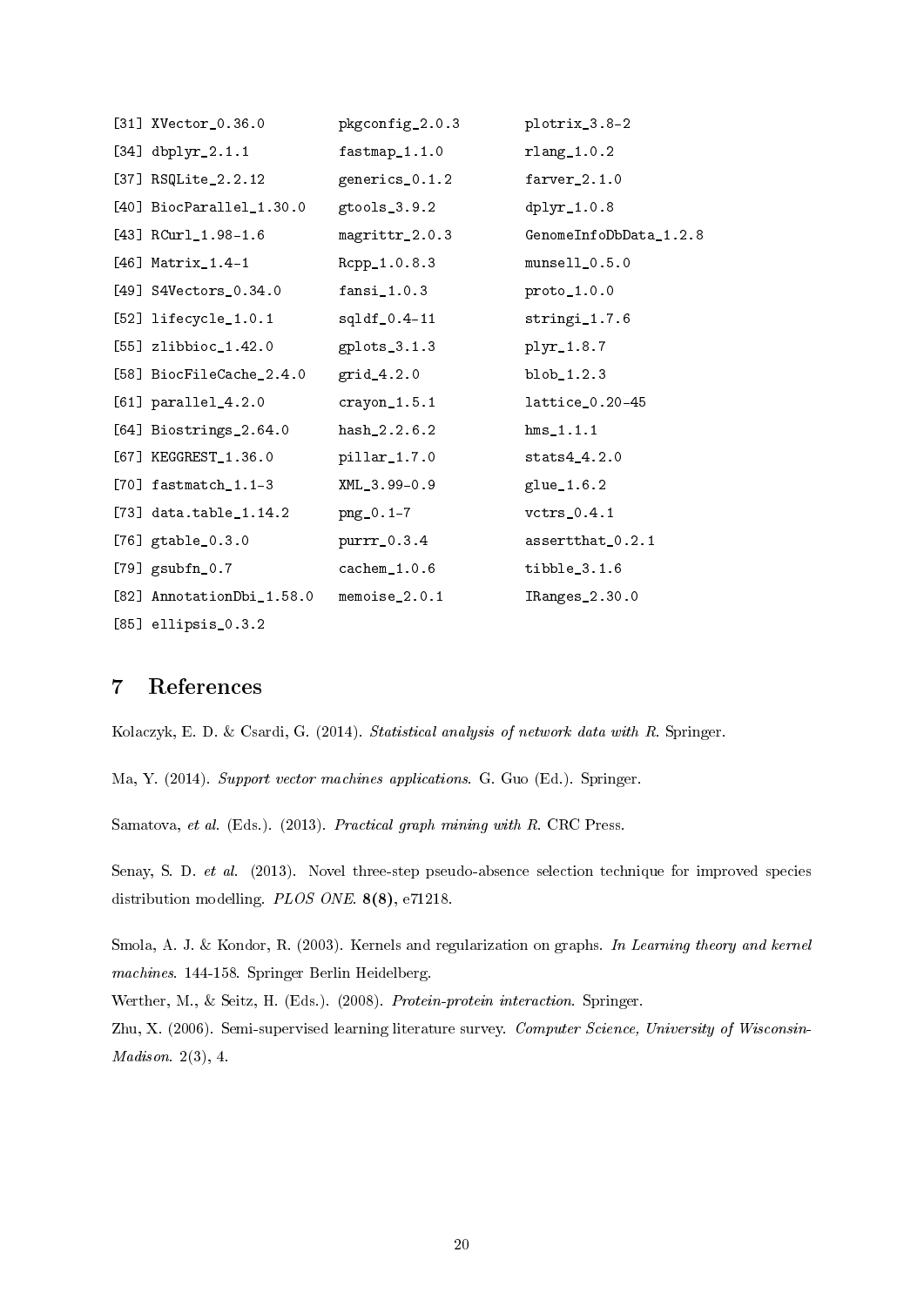```
[31] XVector_0.36.0          pkgconfig_2.0.3        plotrix_3.8-2
[34] dbplyr_2.1.1            fastmap_1.1.0          rlang_1.0.2
[37] RSQLite_2.2.12          generics_0.1.2         farver_2.1.0
[40] BiocParallel_1.30.0     gtools_3.9.2           dplyr_1.0.8
[43] RCurl_1.98-1.6          magrittr_2.0.3         GenomeInfoDbData_1.2.8
[46] Matrix_1.4-1            Rcpp_1.0.8.3           munsell_0.5.0
[49] S4Vectors_0.34.0        fansi_1.0.3            proto_1.0.0
[52] lifecycle_1.0.1         sqldf_0.4-11           stringi_1.7.6
[55] zlibbioc_1.42.0         gplots_3.1.3           plyr_1.8.7
[58] BiocFileCache_2.4.0     grid_4.2.0             blob_1.2.3
[61] parallel_4.2.0          crayon_1.5.1           lattice_0.20-45
[64] Biostrings_2.64.0       hash_2.2.6.2           hms_1.1.1
[67] KEGGREST_1.36.0         pillar_1.7.0           stats4_4.2.0
[70] fastmatch_1.1-3         XML_3.99-0.9           glue_1.6.2
[73] data.table_1.14.2       png_0.1-7              vctrs_0.4.1
[76] gtable_0.3.0            purrr_0.3.4            assertthat_0.2.1
[79] gsubfn_0.7              cachem_1.0.6           tibble_3.1.6
[82] AnnotationDbi_1.58.0    memoise_2.0.1          IRanges_2.30.0
[85] ellipsis_0.3.2
```

## 7 References

Kolaczyk, E. D. & Csardi, G. (2014). *Statistical analysis of network data with R*. Springer.

Ma, Y. (2014). *Support vector machines applications*. G. Guo (Ed.). Springer.

Samatova, *et al.* (Eds.). (2013). *Practical graph mining with R*. CRC Press.

Senay, S. D. *et al.* (2013). Novel three-step pseudo-absence selection technique for improved species distribution modelling. *PLOS ONE*. **8(8)**, e71218.

Smola, A. J. & Kondor, R. (2003). Kernels and regularization on graphs. *In Learning theory and kernel machines*. 144-158. Springer Berlin Heidelberg.

Werther, M., & Seitz, H. (Eds.). (2008). *Protein-protein interaction*. Springer.

Zhu, X. (2006). Semi-supervised learning literature survey. *Computer Science, University of Wisconsin-Madison*. 2(3), 4.